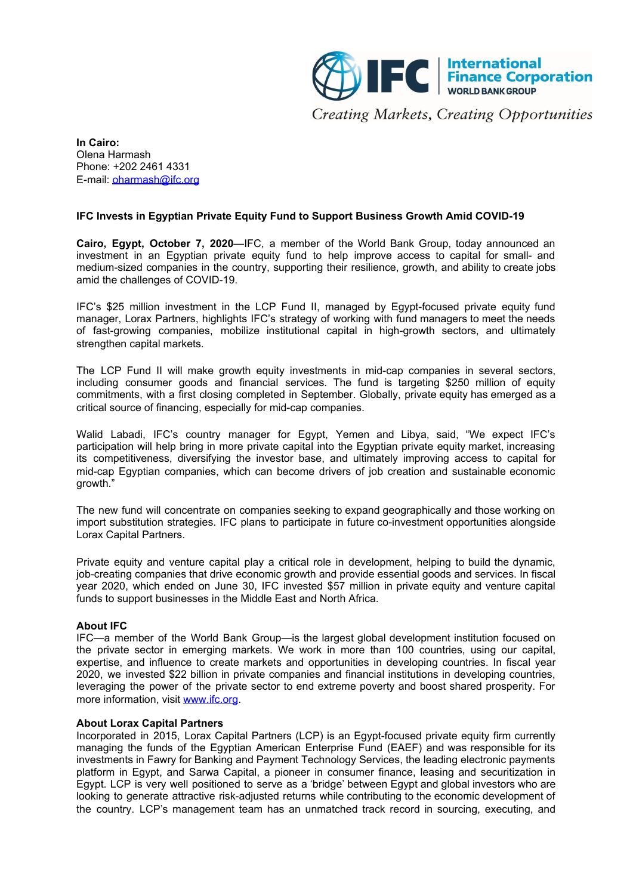International Finance Corporation
WORLD BANK GROUP

*Creating Markets, Creating Opportunities*

**In Cairo:**
Olena Harmash
Phone: +202 2461 4331
E-mail: oharmash@ifc.org

**IFC Invests in Egyptian Private Equity Fund to Support Business Growth Amid COVID-19**

**Cairo, Egypt, October 7, 2020**—IFC, a member of the World Bank Group, today announced an investment in an Egyptian private equity fund to help improve access to capital for small- and medium-sized companies in the country, supporting their resilience, growth, and ability to create jobs amid the challenges of COVID-19.

IFC's $25 million investment in the LCP Fund II, managed by Egypt-focused private equity fund manager, Lorax Partners, highlights IFC's strategy of working with fund managers to meet the needs of fast-growing companies, mobilize institutional capital in high-growth sectors, and ultimately strengthen capital markets.

The LCP Fund II will make growth equity investments in mid-cap companies in several sectors, including consumer goods and financial services. The fund is targeting $250 million of equity commitments, with a first closing completed in September. Globally, private equity has emerged as a critical source of financing, especially for mid-cap companies.

Walid Labadi, IFC's country manager for Egypt, Yemen and Libya, said, "We expect IFC's participation will help bring in more private capital into the Egyptian private equity market, increasing its competitiveness, diversifying the investor base, and ultimately improving access to capital for mid-cap Egyptian companies, which can become drivers of job creation and sustainable economic growth."

The new fund will concentrate on companies seeking to expand geographically and those working on import substitution strategies. IFC plans to participate in future co-investment opportunities alongside Lorax Capital Partners.

Private equity and venture capital play a critical role in development, helping to build the dynamic, job-creating companies that drive economic growth and provide essential goods and services. In fiscal year 2020, which ended on June 30, IFC invested $57 million in private equity and venture capital funds to support businesses in the Middle East and North Africa.

**About IFC**
IFC—a member of the World Bank Group—is the largest global development institution focused on the private sector in emerging markets. We work in more than 100 countries, using our capital, expertise, and influence to create markets and opportunities in developing countries. In fiscal year 2020, we invested $22 billion in private companies and financial institutions in developing countries, leveraging the power of the private sector to end extreme poverty and boost shared prosperity. For more information, visit www.ifc.org.

**About Lorax Capital Partners**
Incorporated in 2015, Lorax Capital Partners (LCP) is an Egypt-focused private equity firm currently managing the funds of the Egyptian American Enterprise Fund (EAEF) and was responsible for its investments in Fawry for Banking and Payment Technology Services, the leading electronic payments platform in Egypt, and Sarwa Capital, a pioneer in consumer finance, leasing and securitization in Egypt. LCP is very well positioned to serve as a 'bridge' between Egypt and global investors who are looking to generate attractive risk-adjusted returns while contributing to the economic development of the country. LCP's management team has an unmatched track record in sourcing, executing, and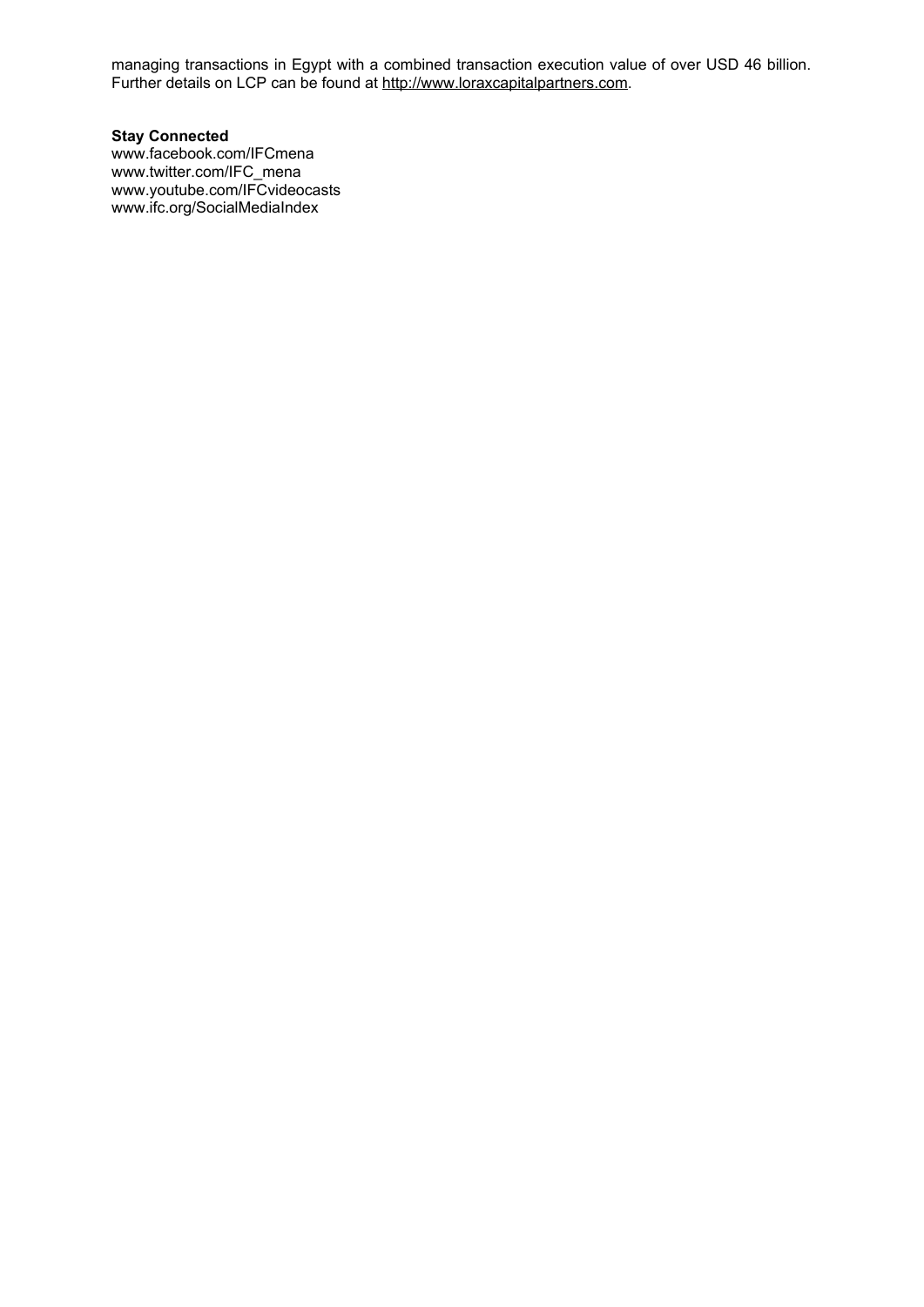managing transactions in Egypt with a combined transaction execution value of over USD 46 billion. Further details on LCP can be found at http://www.loraxcapitalpartners.com.

**Stay Connected**
www.facebook.com/IFCmena
www.twitter.com/IFC_mena
www.youtube.com/IFCvideocasts
www.ifc.org/SocialMediaIndex